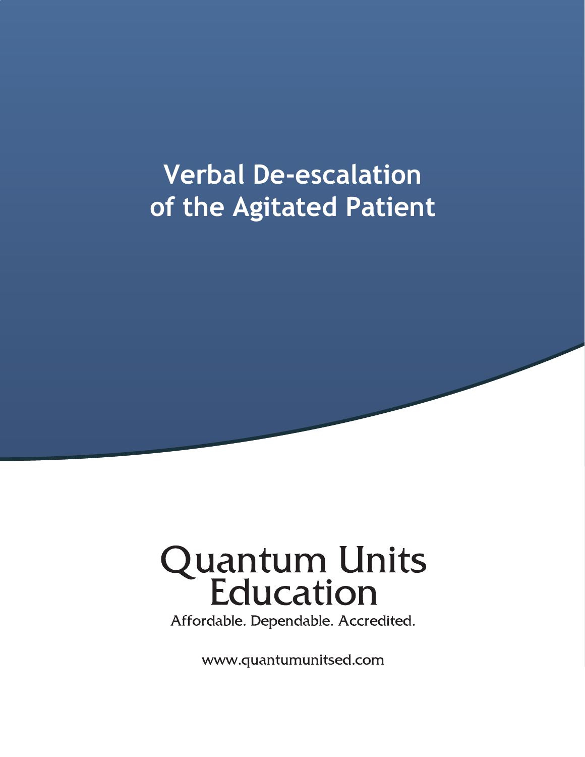# Verbal De-escalation of the Agitated Patient

Quantum Units Education

Affordable. Dependable. Accredited.

www.quantumunitsed.com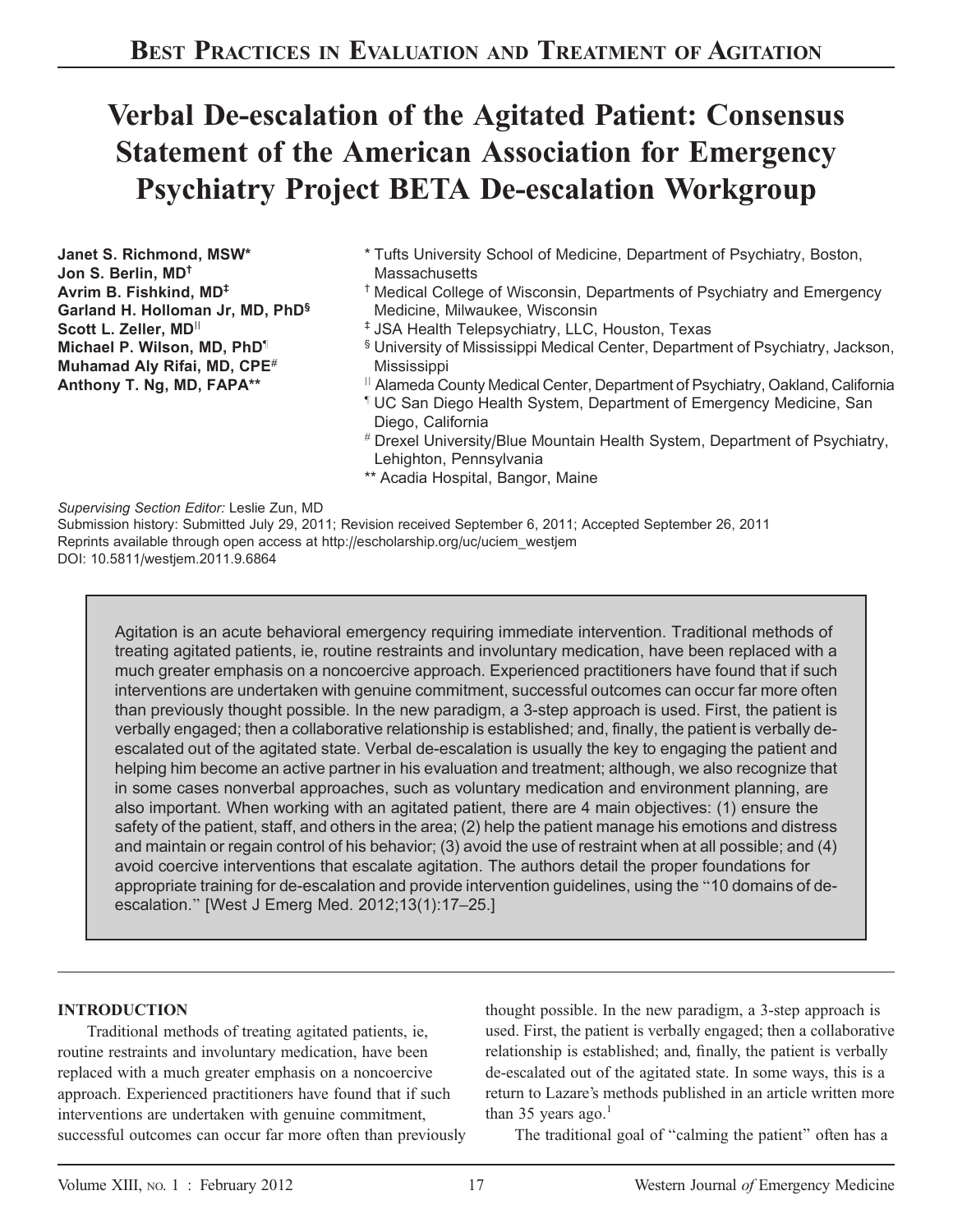# Verbal De-escalation of the Agitated Patient: Consensus Statement of the American Association for Emergency Psychiatry Project BETA De-escalation Workgroup

**Janet S. Richmond, MSW***
**Jon S. Berlin, MD†**
**Avrim B. Fishkind, MD‡**
**Garland H. Holloman Jr, MD, PhD§**
**Scott L. Zeller, MD||**
**Michael P. Wilson, MD, PhD¶**
**Muhamad Aly Rifai, MD, CPE#**
**Anthony T. Ng, MD, FAPA****

\* Tufts University School of Medicine, Department of Psychiatry, Boston, Massachusetts
† Medical College of Wisconsin, Departments of Psychiatry and Emergency Medicine, Milwaukee, Wisconsin
‡ JSA Health Telepsychiatry, LLC, Houston, Texas
§ University of Mississippi Medical Center, Department of Psychiatry, Jackson, Mississippi
|| Alameda County Medical Center, Department of Psychiatry, Oakland, California
¶ UC San Diego Health System, Department of Emergency Medicine, San Diego, California
\# Drexel University/Blue Mountain Health System, Department of Psychiatry, Lehighton, Pennsylvania
\*\* Acadia Hospital, Bangor, Maine

*Supervising Section Editor:* Leslie Zun, MD
Submission history: Submitted July 29, 2011; Revision received September 6, 2011; Accepted September 26, 2011
Reprints available through open access at http://escholarship.org/uc/uciem_westjem
DOI: 10.5811/westjem.2011.9.6864

Agitation is an acute behavioral emergency requiring immediate intervention. Traditional methods of treating agitated patients, ie, routine restraints and involuntary medication, have been replaced with a much greater emphasis on a noncoercive approach. Experienced practitioners have found that if such interventions are undertaken with genuine commitment, successful outcomes can occur far more often than previously thought possible. In the new paradigm, a 3-step approach is used. First, the patient is verbally engaged; then a collaborative relationship is established; and, finally, the patient is verbally de-escalated out of the agitated state. Verbal de-escalation is usually the key to engaging the patient and helping him become an active partner in his evaluation and treatment; although, we also recognize that in some cases nonverbal approaches, such as voluntary medication and environment planning, are also important. When working with an agitated patient, there are 4 main objectives: (1) ensure the safety of the patient, staff, and others in the area; (2) help the patient manage his emotions and distress and maintain or regain control of his behavior; (3) avoid the use of restraint when at all possible; and (4) avoid coercive interventions that escalate agitation. The authors detail the proper foundations for appropriate training for de-escalation and provide intervention guidelines, using the "10 domains of de-escalation." [West J Emerg Med. 2012;13(1):17–25.]

## INTRODUCTION

Traditional methods of treating agitated patients, ie, routine restraints and involuntary medication, have been replaced with a much greater emphasis on a noncoercive approach. Experienced practitioners have found that if such interventions are undertaken with genuine commitment, successful outcomes can occur far more often than previously thought possible. In the new paradigm, a 3-step approach is used. First, the patient is verbally engaged; then a collaborative relationship is established; and, finally, the patient is verbally de-escalated out of the agitated state. In some ways, this is a return to Lazare's methods published in an article written more than 35 years ago.[1]

The traditional goal of "calming the patient" often has a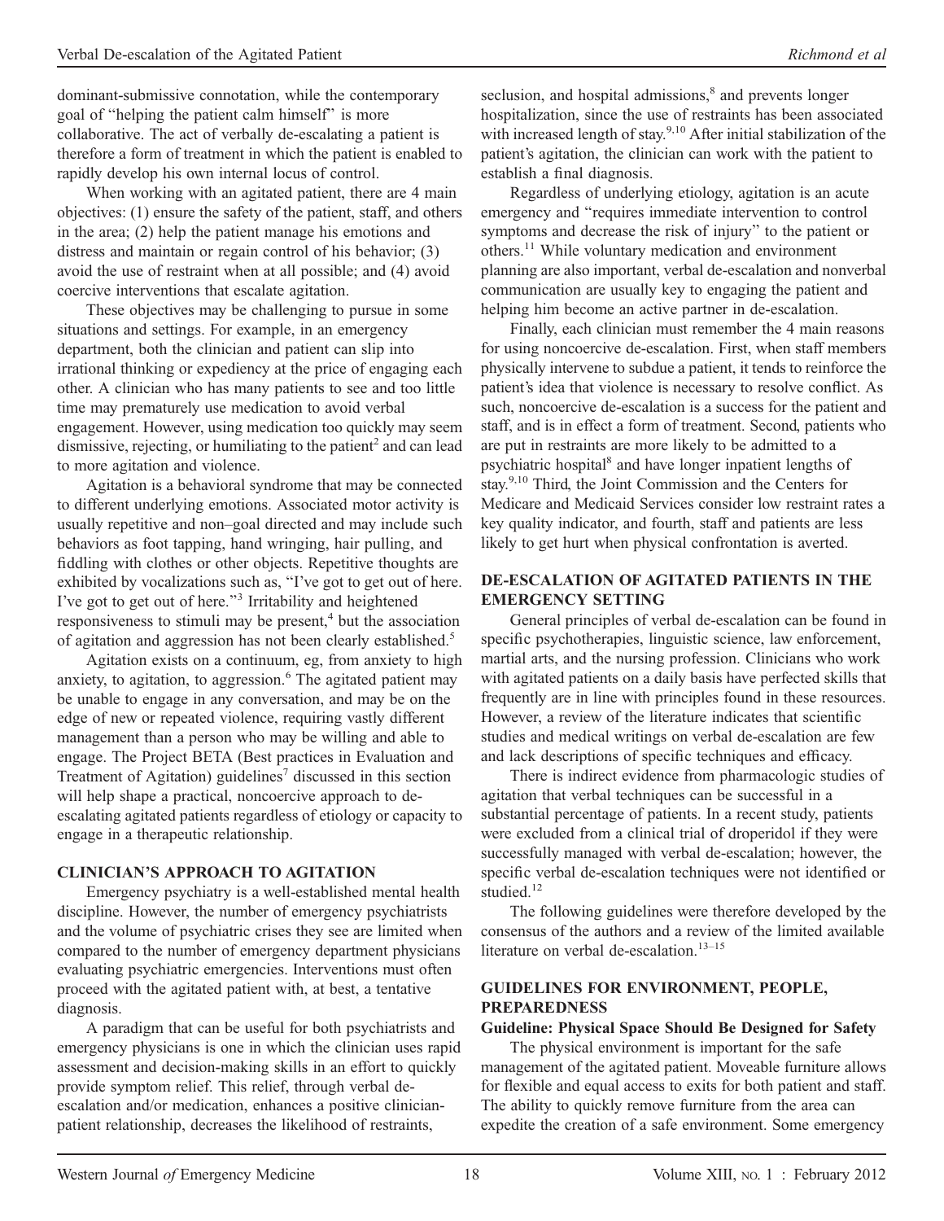dominant-submissive connotation, while the contemporary goal of "helping the patient calm himself" is more collaborative. The act of verbally de-escalating a patient is therefore a form of treatment in which the patient is enabled to rapidly develop his own internal locus of control.

When working with an agitated patient, there are 4 main objectives: (1) ensure the safety of the patient, staff, and others in the area; (2) help the patient manage his emotions and distress and maintain or regain control of his behavior; (3) avoid the use of restraint when at all possible; and (4) avoid coercive interventions that escalate agitation.

These objectives may be challenging to pursue in some situations and settings. For example, in an emergency department, both the clinician and patient can slip into irrational thinking or expediency at the price of engaging each other. A clinician who has many patients to see and too little time may prematurely use medication to avoid verbal engagement. However, using medication too quickly may seem dismissive, rejecting, or humiliating to the patient[2] and can lead to more agitation and violence.

Agitation is a behavioral syndrome that may be connected to different underlying emotions. Associated motor activity is usually repetitive and non–goal directed and may include such behaviors as foot tapping, hand wringing, hair pulling, and fiddling with clothes or other objects. Repetitive thoughts are exhibited by vocalizations such as, "I've got to get out of here. I've got to get out of here."[3] Irritability and heightened responsiveness to stimuli may be present,[4] but the association of agitation and aggression has not been clearly established.[5]

Agitation exists on a continuum, eg, from anxiety to high anxiety, to agitation, to aggression.[6] The agitated patient may be unable to engage in any conversation, and may be on the edge of new or repeated violence, requiring vastly different management than a person who may be willing and able to engage. The Project BETA (Best practices in Evaluation and Treatment of Agitation) guidelines[7] discussed in this section will help shape a practical, noncoercive approach to de-escalating agitated patients regardless of etiology or capacity to engage in a therapeutic relationship.

## CLINICIAN'S APPROACH TO AGITATION

Emergency psychiatry is a well-established mental health discipline. However, the number of emergency psychiatrists and the volume of psychiatric crises they see are limited when compared to the number of emergency department physicians evaluating psychiatric emergencies. Interventions must often proceed with the agitated patient with, at best, a tentative diagnosis.

A paradigm that can be useful for both psychiatrists and emergency physicians is one in which the clinician uses rapid assessment and decision-making skills in an effort to quickly provide symptom relief. This relief, through verbal de-escalation and/or medication, enhances a positive clinician-patient relationship, decreases the likelihood of restraints, seclusion, and hospital admissions,[8] and prevents longer hospitalization, since the use of restraints has been associated with increased length of stay.[9,10] After initial stabilization of the patient's agitation, the clinician can work with the patient to establish a final diagnosis.

Regardless of underlying etiology, agitation is an acute emergency and "requires immediate intervention to control symptoms and decrease the risk of injury" to the patient or others.[11] While voluntary medication and environment planning are also important, verbal de-escalation and nonverbal communication are usually key to engaging the patient and helping him become an active partner in de-escalation.

Finally, each clinician must remember the 4 main reasons for using noncoercive de-escalation. First, when staff members physically intervene to subdue a patient, it tends to reinforce the patient's idea that violence is necessary to resolve conflict. As such, noncoercive de-escalation is a success for the patient and staff, and is in effect a form of treatment. Second, patients who are put in restraints are more likely to be admitted to a psychiatric hospital[8] and have longer inpatient lengths of stay.[9,10] Third, the Joint Commission and the Centers for Medicare and Medicaid Services consider low restraint rates a key quality indicator, and fourth, staff and patients are less likely to get hurt when physical confrontation is averted.

## DE-ESCALATION OF AGITATED PATIENTS IN THE EMERGENCY SETTING

General principles of verbal de-escalation can be found in specific psychotherapies, linguistic science, law enforcement, martial arts, and the nursing profession. Clinicians who work with agitated patients on a daily basis have perfected skills that frequently are in line with principles found in these resources. However, a review of the literature indicates that scientific studies and medical writings on verbal de-escalation are few and lack descriptions of specific techniques and efficacy.

There is indirect evidence from pharmacologic studies of agitation that verbal techniques can be successful in a substantial percentage of patients. In a recent study, patients were excluded from a clinical trial of droperidol if they were successfully managed with verbal de-escalation; however, the specific verbal de-escalation techniques were not identified or studied.[12]

The following guidelines were therefore developed by the consensus of the authors and a review of the limited available literature on verbal de-escalation.[13–15]

## GUIDELINES FOR ENVIRONMENT, PEOPLE, PREPAREDNESS

### Guideline: Physical Space Should Be Designed for Safety

The physical environment is important for the safe management of the agitated patient. Moveable furniture allows for flexible and equal access to exits for both patient and staff. The ability to quickly remove furniture from the area can expedite the creation of a safe environment. Some emergency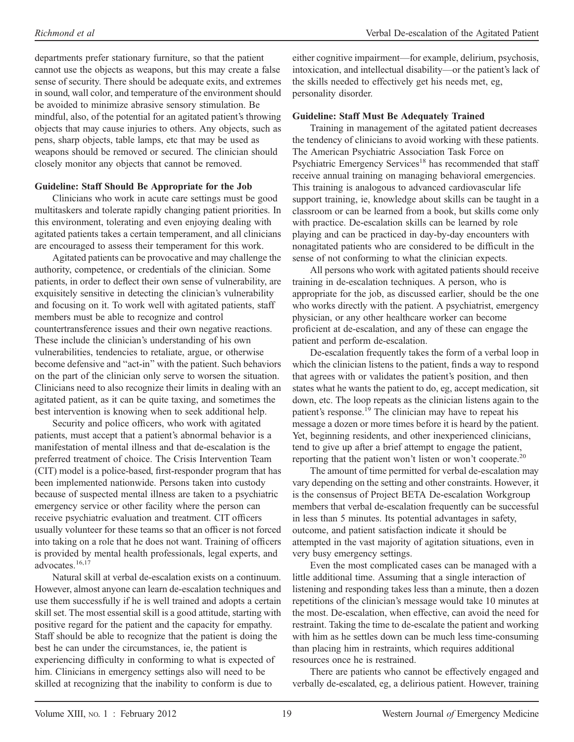departments prefer stationary furniture, so that the patient cannot use the objects as weapons, but this may create a false sense of security. There should be adequate exits, and extremes in sound, wall color, and temperature of the environment should be avoided to minimize abrasive sensory stimulation. Be mindful, also, of the potential for an agitated patient's throwing objects that may cause injuries to others. Any objects, such as pens, sharp objects, table lamps, etc that may be used as weapons should be removed or secured. The clinician should closely monitor any objects that cannot be removed.

**Guideline: Staff Should Be Appropriate for the Job**

Clinicians who work in acute care settings must be good multitaskers and tolerate rapidly changing patient priorities. In this environment, tolerating and even enjoying dealing with agitated patients takes a certain temperament, and all clinicians are encouraged to assess their temperament for this work.

Agitated patients can be provocative and may challenge the authority, competence, or credentials of the clinician. Some patients, in order to deflect their own sense of vulnerability, are exquisitely sensitive in detecting the clinician's vulnerability and focusing on it. To work well with agitated patients, staff members must be able to recognize and control countertransference issues and their own negative reactions. These include the clinician's understanding of his own vulnerabilities, tendencies to retaliate, argue, or otherwise become defensive and "act-in" with the patient. Such behaviors on the part of the clinician only serve to worsen the situation. Clinicians need to also recognize their limits in dealing with an agitated patient, as it can be quite taxing, and sometimes the best intervention is knowing when to seek additional help.

Security and police officers, who work with agitated patients, must accept that a patient's abnormal behavior is a manifestation of mental illness and that de-escalation is the preferred treatment of choice. The Crisis Intervention Team (CIT) model is a police-based, first-responder program that has been implemented nationwide. Persons taken into custody because of suspected mental illness are taken to a psychiatric emergency service or other facility where the person can receive psychiatric evaluation and treatment. CIT officers usually volunteer for these teams so that an officer is not forced into taking on a role that he does not want. Training of officers is provided by mental health professionals, legal experts, and advocates.[16,17]

Natural skill at verbal de-escalation exists on a continuum. However, almost anyone can learn de-escalation techniques and use them successfully if he is well trained and adopts a certain skill set. The most essential skill is a good attitude, starting with positive regard for the patient and the capacity for empathy. Staff should be able to recognize that the patient is doing the best he can under the circumstances, ie, the patient is experiencing difficulty in conforming to what is expected of him. Clinicians in emergency settings also will need to be skilled at recognizing that the inability to conform is due to either cognitive impairment—for example, delirium, psychosis, intoxication, and intellectual disability—or the patient's lack of the skills needed to effectively get his needs met, eg, personality disorder.

**Guideline: Staff Must Be Adequately Trained**

Training in management of the agitated patient decreases the tendency of clinicians to avoid working with these patients. The American Psychiatric Association Task Force on Psychiatric Emergency Services[18] has recommended that staff receive annual training on managing behavioral emergencies. This training is analogous to advanced cardiovascular life support training, ie, knowledge about skills can be taught in a classroom or can be learned from a book, but skills come only with practice. De-escalation skills can be learned by role playing and can be practiced in day-by-day encounters with nonagitated patients who are considered to be difficult in the sense of not conforming to what the clinician expects.

All persons who work with agitated patients should receive training in de-escalation techniques. A person, who is appropriate for the job, as discussed earlier, should be the one who works directly with the patient. A psychiatrist, emergency physician, or any other healthcare worker can become proficient at de-escalation, and any of these can engage the patient and perform de-escalation.

De-escalation frequently takes the form of a verbal loop in which the clinician listens to the patient, finds a way to respond that agrees with or validates the patient's position, and then states what he wants the patient to do, eg, accept medication, sit down, etc. The loop repeats as the clinician listens again to the patient's response.[19] The clinician may have to repeat his message a dozen or more times before it is heard by the patient. Yet, beginning residents, and other inexperienced clinicians, tend to give up after a brief attempt to engage the patient, reporting that the patient won't listen or won't cooperate.[20]

The amount of time permitted for verbal de-escalation may vary depending on the setting and other constraints. However, it is the consensus of Project BETA De-escalation Workgroup members that verbal de-escalation frequently can be successful in less than 5 minutes. Its potential advantages in safety, outcome, and patient satisfaction indicate it should be attempted in the vast majority of agitation situations, even in very busy emergency settings.

Even the most complicated cases can be managed with a little additional time. Assuming that a single interaction of listening and responding takes less than a minute, then a dozen repetitions of the clinician's message would take 10 minutes at the most. De-escalation, when effective, can avoid the need for restraint. Taking the time to de-escalate the patient and working with him as he settles down can be much less time-consuming than placing him in restraints, which requires additional resources once he is restrained.

There are patients who cannot be effectively engaged and verbally de-escalated, eg, a delirious patient. However, training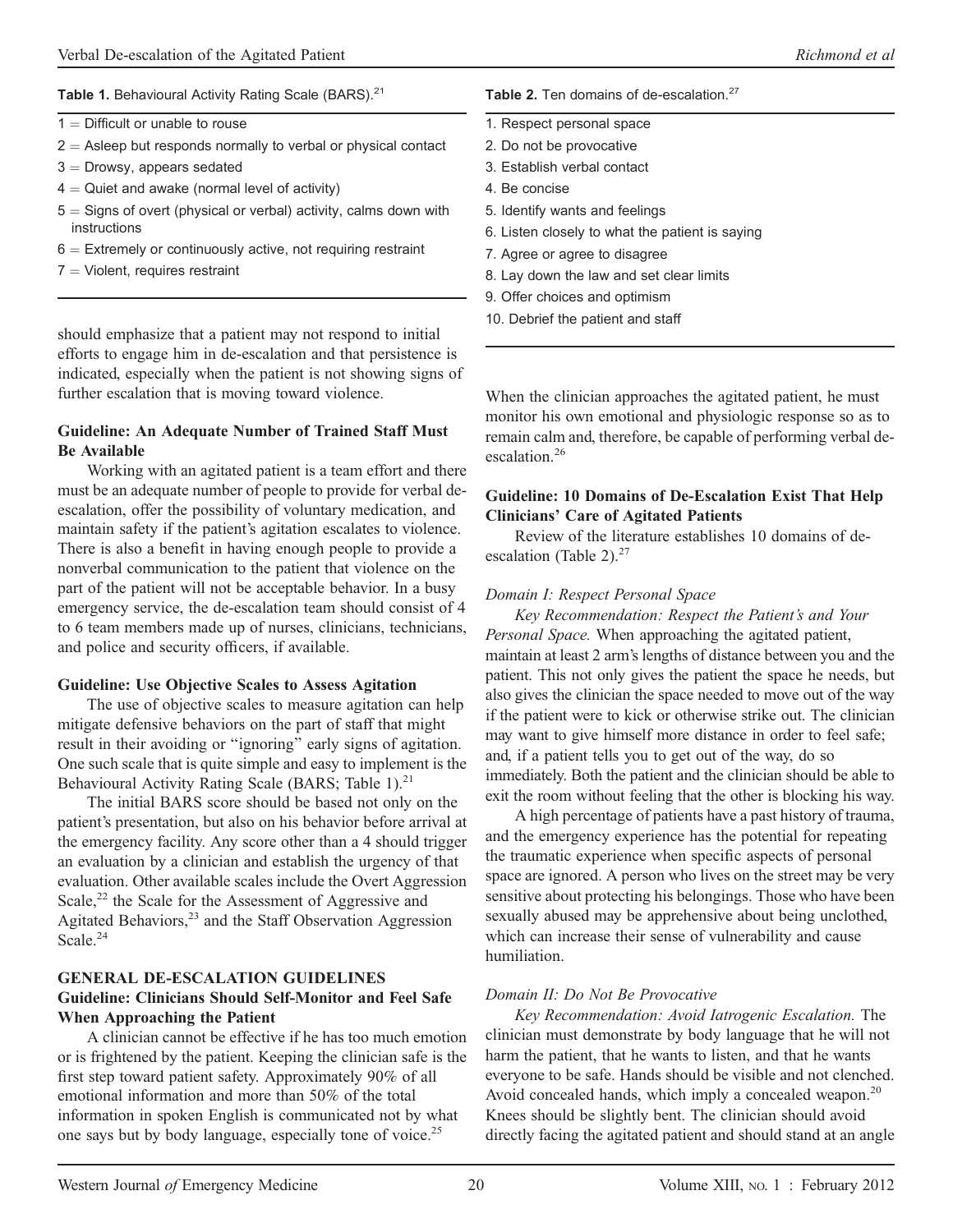**Table 1.** Behavioural Activity Rating Scale (BARS).[21]

| |
|---|
| 1 = Difficult or unable to rouse |
| 2 = Asleep but responds normally to verbal or physical contact |
| 3 = Drowsy, appears sedated |
| 4 = Quiet and awake (normal level of activity) |
| 5 = Signs of overt (physical or verbal) activity, calms down with instructions |
| 6 = Extremely or continuously active, not requiring restraint |
| 7 = Violent, requires restraint |

should emphasize that a patient may not respond to initial efforts to engage him in de-escalation and that persistence is indicated, especially when the patient is not showing signs of further escalation that is moving toward violence.

**Guideline: An Adequate Number of Trained Staff Must Be Available**

Working with an agitated patient is a team effort and there must be an adequate number of people to provide for verbal de-escalation, offer the possibility of voluntary medication, and maintain safety if the patient's agitation escalates to violence. There is also a benefit in having enough people to provide a nonverbal communication to the patient that violence on the part of the patient will not be acceptable behavior. In a busy emergency service, the de-escalation team should consist of 4 to 6 team members made up of nurses, clinicians, technicians, and police and security officers, if available.

**Guideline: Use Objective Scales to Assess Agitation**

The use of objective scales to measure agitation can help mitigate defensive behaviors on the part of staff that might result in their avoiding or "ignoring" early signs of agitation. One such scale that is quite simple and easy to implement is the Behavioural Activity Rating Scale (BARS; Table 1).[21]

The initial BARS score should be based not only on the patient's presentation, but also on his behavior before arrival at the emergency facility. Any score other than a 4 should trigger an evaluation by a clinician and establish the urgency of that evaluation. Other available scales include the Overt Aggression Scale,[22] the Scale for the Assessment of Aggressive and Agitated Behaviors,[23] and the Staff Observation Aggression Scale.[24]

## GENERAL DE-ESCALATION GUIDELINES

**Guideline: Clinicians Should Self-Monitor and Feel Safe When Approaching the Patient**

A clinician cannot be effective if he has too much emotion or is frightened by the patient. Keeping the clinician safe is the first step toward patient safety. Approximately 90% of all emotional information and more than 50% of the total information in spoken English is communicated not by what one says but by body language, especially tone of voice.[25]

**Table 2.** Ten domains of de-escalation.[27]

| |
|---|
| 1. Respect personal space |
| 2. Do not be provocative |
| 3. Establish verbal contact |
| 4. Be concise |
| 5. Identify wants and feelings |
| 6. Listen closely to what the patient is saying |
| 7. Agree or agree to disagree |
| 8. Lay down the law and set clear limits |
| 9. Offer choices and optimism |
| 10. Debrief the patient and staff |

When the clinician approaches the agitated patient, he must monitor his own emotional and physiologic response so as to remain calm and, therefore, be capable of performing verbal de-escalation.[26]

**Guideline: 10 Domains of De-Escalation Exist That Help Clinicians' Care of Agitated Patients**

Review of the literature establishes 10 domains of de-escalation (Table 2).[27]

*Domain I: Respect Personal Space*

*Key Recommendation: Respect the Patient's and Your Personal Space.* When approaching the agitated patient, maintain at least 2 arm's lengths of distance between you and the patient. This not only gives the patient the space he needs, but also gives the clinician the space needed to move out of the way if the patient were to kick or otherwise strike out. The clinician may want to give himself more distance in order to feel safe; and, if a patient tells you to get out of the way, do so immediately. Both the patient and the clinician should be able to exit the room without feeling that the other is blocking his way.

A high percentage of patients have a past history of trauma, and the emergency experience has the potential for repeating the traumatic experience when specific aspects of personal space are ignored. A person who lives on the street may be very sensitive about protecting his belongings. Those who have been sexually abused may be apprehensive about being unclothed, which can increase their sense of vulnerability and cause humiliation.

*Domain II: Do Not Be Provocative*

*Key Recommendation: Avoid Iatrogenic Escalation.* The clinician must demonstrate by body language that he will not harm the patient, that he wants to listen, and that he wants everyone to be safe. Hands should be visible and not clenched. Avoid concealed hands, which imply a concealed weapon.[20] Knees should be slightly bent. The clinician should avoid directly facing the agitated patient and should stand at an angle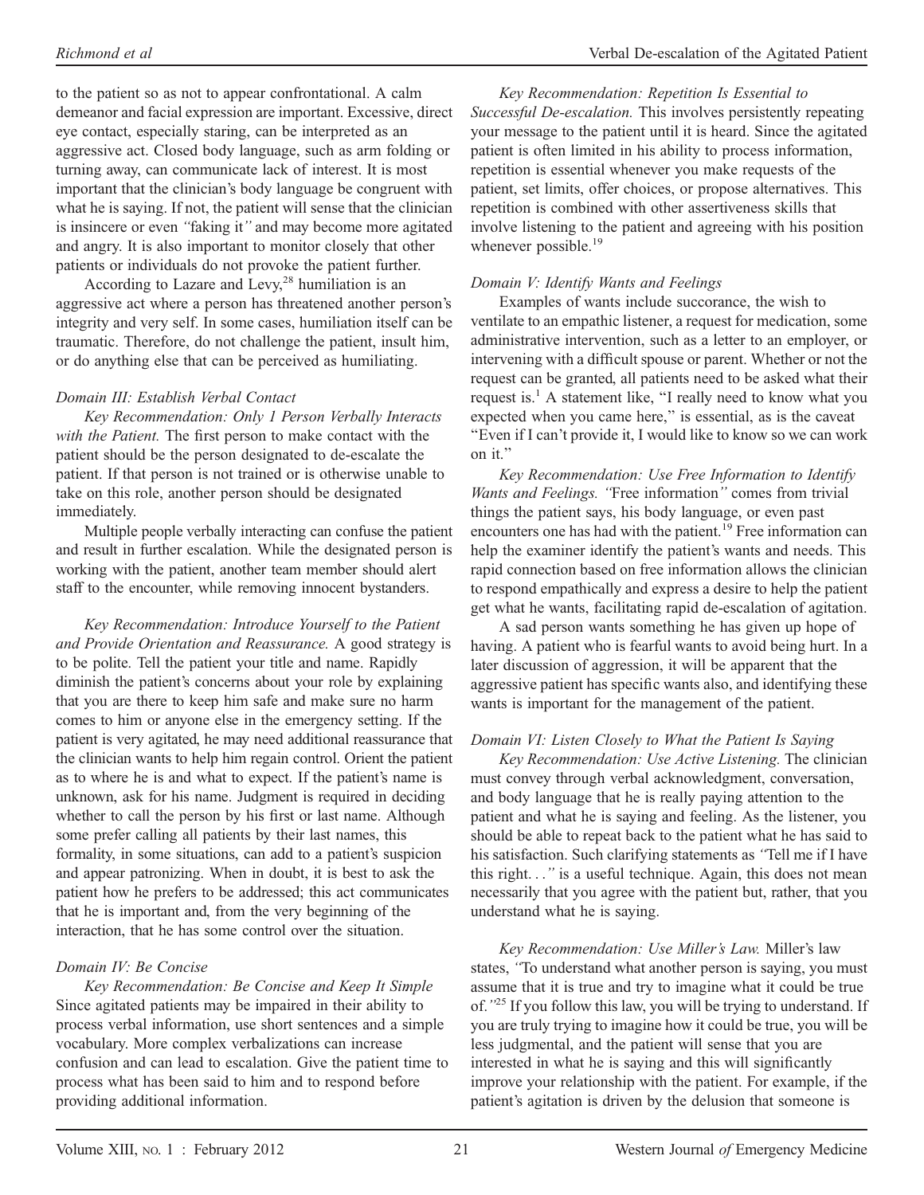to the patient so as not to appear confrontational. A calm demeanor and facial expression are important. Excessive, direct eye contact, especially staring, can be interpreted as an aggressive act. Closed body language, such as arm folding or turning away, can communicate lack of interest. It is most important that the clinician's body language be congruent with what he is saying. If not, the patient will sense that the clinician is insincere or even "faking it" and may become more agitated and angry. It is also important to monitor closely that other patients or individuals do not provoke the patient further.

According to Lazare and Levy,[28] humiliation is an aggressive act where a person has threatened another person's integrity and very self. In some cases, humiliation itself can be traumatic. Therefore, do not challenge the patient, insult him, or do anything else that can be perceived as humiliating.

*Domain III: Establish Verbal Contact*

*Key Recommendation: Only 1 Person Verbally Interacts with the Patient.* The first person to make contact with the patient should be the person designated to de-escalate the patient. If that person is not trained or is otherwise unable to take on this role, another person should be designated immediately.

Multiple people verbally interacting can confuse the patient and result in further escalation. While the designated person is working with the patient, another team member should alert staff to the encounter, while removing innocent bystanders.

*Key Recommendation: Introduce Yourself to the Patient and Provide Orientation and Reassurance.* A good strategy is to be polite. Tell the patient your title and name. Rapidly diminish the patient's concerns about your role by explaining that you are there to keep him safe and make sure no harm comes to him or anyone else in the emergency setting. If the patient is very agitated, he may need additional reassurance that the clinician wants to help him regain control. Orient the patient as to where he is and what to expect. If the patient's name is unknown, ask for his name. Judgment is required in deciding whether to call the person by his first or last name. Although some prefer calling all patients by their last names, this formality, in some situations, can add to a patient's suspicion and appear patronizing. When in doubt, it is best to ask the patient how he prefers to be addressed; this act communicates that he is important and, from the very beginning of the interaction, that he has some control over the situation.

*Domain IV: Be Concise*

*Key Recommendation: Be Concise and Keep It Simple* Since agitated patients may be impaired in their ability to process verbal information, use short sentences and a simple vocabulary. More complex verbalizations can increase confusion and can lead to escalation. Give the patient time to process what has been said to him and to respond before providing additional information.

*Key Recommendation: Repetition Is Essential to Successful De-escalation.* This involves persistently repeating your message to the patient until it is heard. Since the agitated patient is often limited in his ability to process information, repetition is essential whenever you make requests of the patient, set limits, offer choices, or propose alternatives. This repetition is combined with other assertiveness skills that involve listening to the patient and agreeing with his position whenever possible.[19]

*Domain V: Identify Wants and Feelings*

Examples of wants include succorance, the wish to ventilate to an empathic listener, a request for medication, some administrative intervention, such as a letter to an employer, or intervening with a difficult spouse or parent. Whether or not the request can be granted, all patients need to be asked what their request is.[1] A statement like, "I really need to know what you expected when you came here," is essential, as is the caveat "Even if I can't provide it, I would like to know so we can work on it."

*Key Recommendation: Use Free Information to Identify Wants and Feelings.* "Free information" comes from trivial things the patient says, his body language, or even past encounters one has had with the patient.[19] Free information can help the examiner identify the patient's wants and needs. This rapid connection based on free information allows the clinician to respond empathically and express a desire to help the patient get what he wants, facilitating rapid de-escalation of agitation.

A sad person wants something he has given up hope of having. A patient who is fearful wants to avoid being hurt. In a later discussion of aggression, it will be apparent that the aggressive patient has specific wants also, and identifying these wants is important for the management of the patient.

*Domain VI: Listen Closely to What the Patient Is Saying*

*Key Recommendation: Use Active Listening.* The clinician must convey through verbal acknowledgment, conversation, and body language that he is really paying attention to the patient and what he is saying and feeling. As the listener, you should be able to repeat back to the patient what he has said to his satisfaction. Such clarifying statements as "Tell me if I have this right..." is a useful technique. Again, this does not mean necessarily that you agree with the patient but, rather, that you understand what he is saying.

*Key Recommendation: Use Miller's Law.* Miller's law states, "To understand what another person is saying, you must assume that it is true and try to imagine what it could be true of."[25] If you follow this law, you will be trying to understand. If you are truly trying to imagine how it could be true, you will be less judgmental, and the patient will sense that you are interested in what he is saying and this will significantly improve your relationship with the patient. For example, if the patient's agitation is driven by the delusion that someone is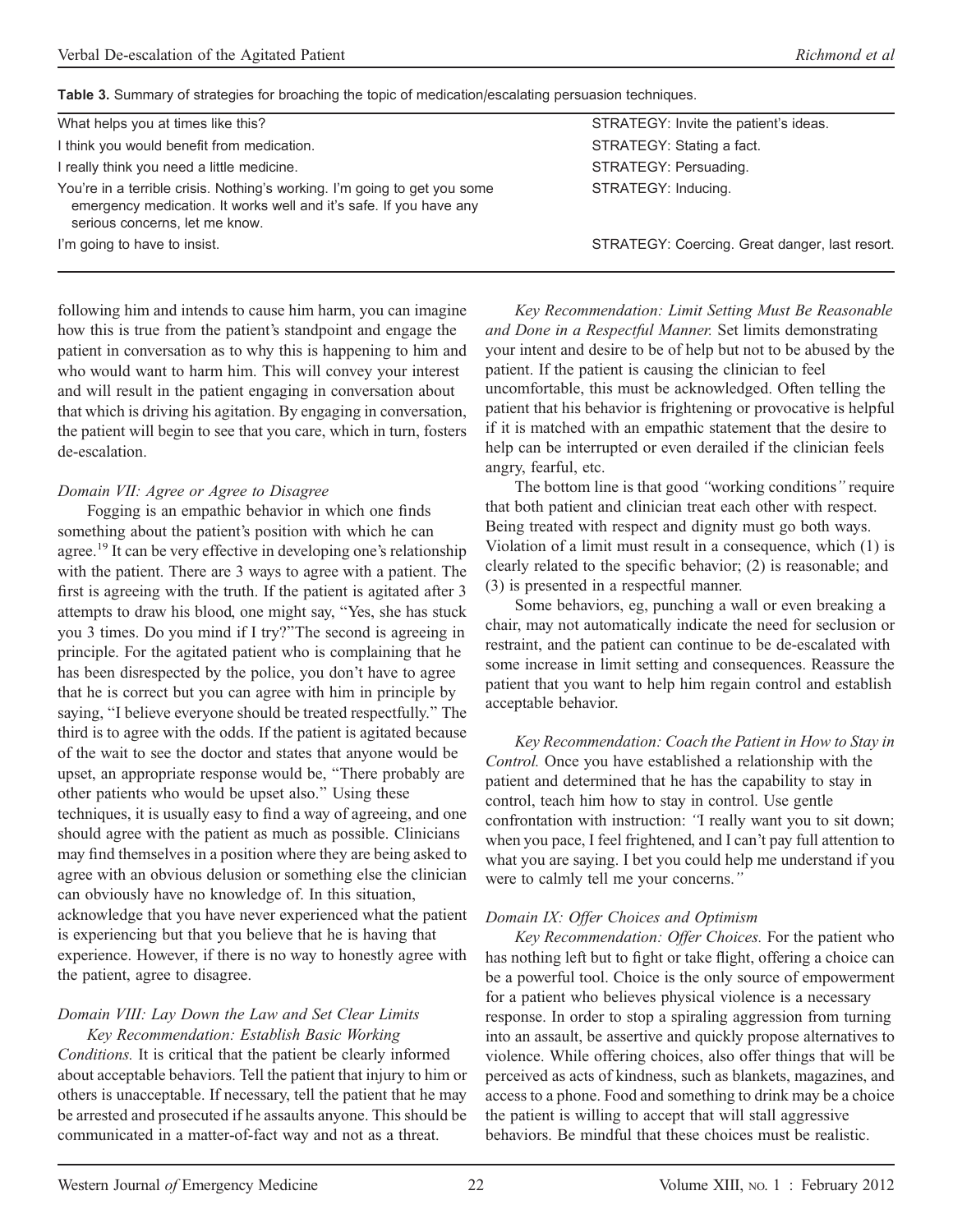**Table 3.** Summary of strategies for broaching the topic of medication/escalating persuasion techniques.

| | |
|---|---|
| What helps you at times like this? | STRATEGY: Invite the patient's ideas. |
| I think you would benefit from medication. | STRATEGY: Stating a fact. |
| I really think you need a little medicine. | STRATEGY: Persuading. |
| You're in a terrible crisis. Nothing's working. I'm going to get you some emergency medication. It works well and it's safe. If you have any serious concerns, let me know. | STRATEGY: Inducing. |
| I'm going to have to insist. | STRATEGY: Coercing. Great danger, last resort. |

following him and intends to cause him harm, you can imagine how this is true from the patient's standpoint and engage the patient in conversation as to why this is happening to him and who would want to harm him. This will convey your interest and will result in the patient engaging in conversation about that which is driving his agitation. By engaging in conversation, the patient will begin to see that you care, which in turn, fosters de-escalation.

*Domain VII: Agree or Agree to Disagree*

Fogging is an empathic behavior in which one finds something about the patient's position with which he can agree.[19] It can be very effective in developing one's relationship with the patient. There are 3 ways to agree with a patient. The first is agreeing with the truth. If the patient is agitated after 3 attempts to draw his blood, one might say, "Yes, she has stuck you 3 times. Do you mind if I try?" The second is agreeing in principle. For the agitated patient who is complaining that he has been disrespected by the police, you don't have to agree that he is correct but you can agree with him in principle by saying, "I believe everyone should be treated respectfully." The third is to agree with the odds. If the patient is agitated because of the wait to see the doctor and states that anyone would be upset, an appropriate response would be, "There probably are other patients who would be upset also." Using these techniques, it is usually easy to find a way of agreeing, and one should agree with the patient as much as possible. Clinicians may find themselves in a position where they are being asked to agree with an obvious delusion or something else the clinician can obviously have no knowledge of. In this situation, acknowledge that you have never experienced what the patient is experiencing but that you believe that he is having that experience. However, if there is no way to honestly agree with the patient, agree to disagree.

*Domain VIII: Lay Down the Law and Set Clear Limits*

*Key Recommendation: Establish Basic Working Conditions.* It is critical that the patient be clearly informed about acceptable behaviors. Tell the patient that injury to him or others is unacceptable. If necessary, tell the patient that he may be arrested and prosecuted if he assaults anyone. This should be communicated in a matter-of-fact way and not as a threat.

*Key Recommendation: Limit Setting Must Be Reasonable and Done in a Respectful Manner.* Set limits demonstrating your intent and desire to be of help but not to be abused by the patient. If the patient is causing the clinician to feel uncomfortable, this must be acknowledged. Often telling the patient that his behavior is frightening or provocative is helpful if it is matched with an empathic statement that the desire to help can be interrupted or even derailed if the clinician feels angry, fearful, etc.

The bottom line is that good "working conditions" require that both patient and clinician treat each other with respect. Being treated with respect and dignity must go both ways. Violation of a limit must result in a consequence, which (1) is clearly related to the specific behavior; (2) is reasonable; and (3) is presented in a respectful manner.

Some behaviors, eg, punching a wall or even breaking a chair, may not automatically indicate the need for seclusion or restraint, and the patient can continue to be de-escalated with some increase in limit setting and consequences. Reassure the patient that you want to help him regain control and establish acceptable behavior.

*Key Recommendation: Coach the Patient in How to Stay in Control.* Once you have established a relationship with the patient and determined that he has the capability to stay in control, teach him how to stay in control. Use gentle confrontation with instruction: "I really want you to sit down; when you pace, I feel frightened, and I can't pay full attention to what you are saying. I bet you could help me understand if you were to calmly tell me your concerns."

*Domain IX: Offer Choices and Optimism*

*Key Recommendation: Offer Choices.* For the patient who has nothing left but to fight or take flight, offering a choice can be a powerful tool. Choice is the only source of empowerment for a patient who believes physical violence is a necessary response. In order to stop a spiraling aggression from turning into an assault, be assertive and quickly propose alternatives to violence. While offering choices, also offer things that will be perceived as acts of kindness, such as blankets, magazines, and access to a phone. Food and something to drink may be a choice the patient is willing to accept that will stall aggressive behaviors. Be mindful that these choices must be realistic.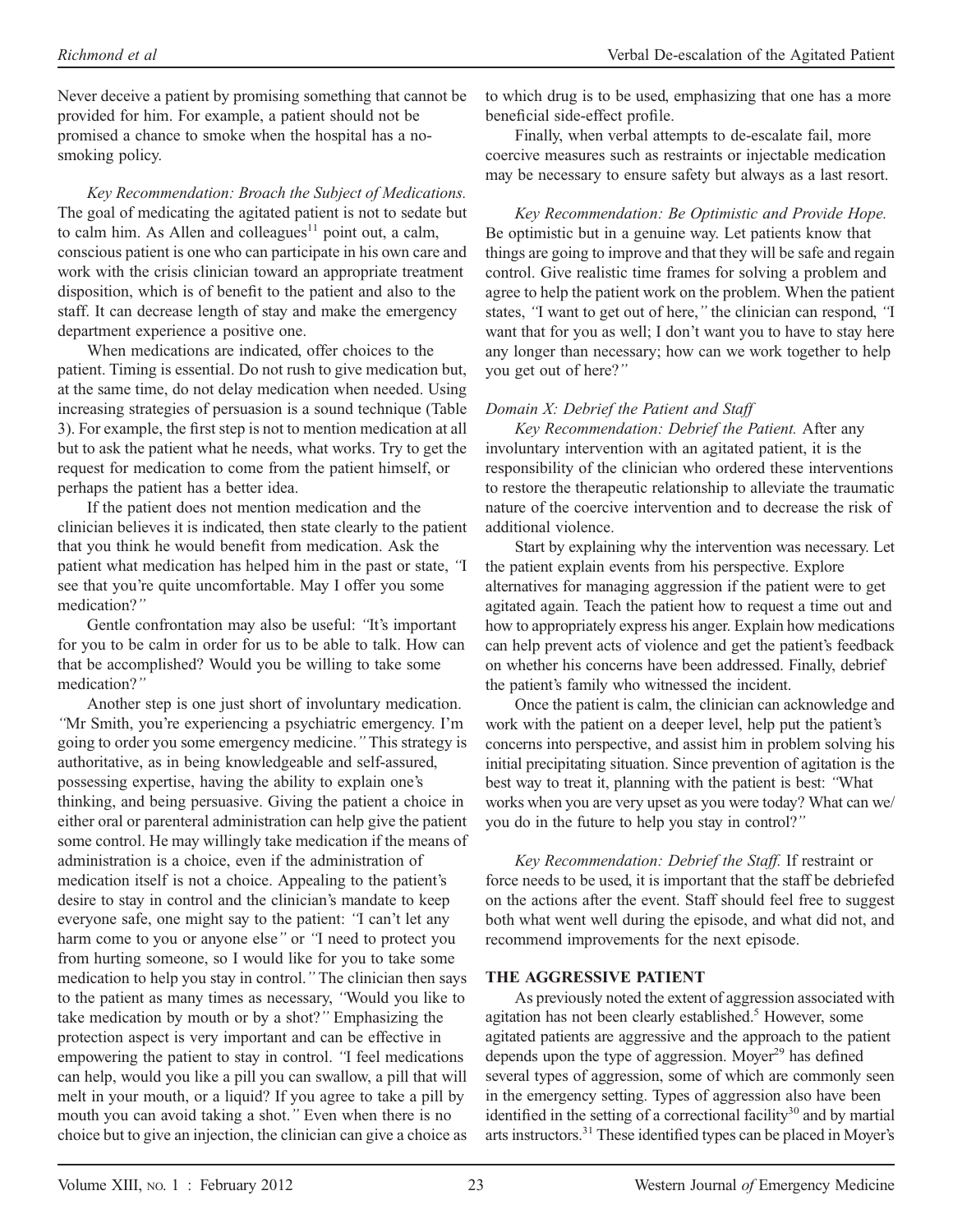Never deceive a patient by promising something that cannot be provided for him. For example, a patient should not be promised a chance to smoke when the hospital has a no-smoking policy.

*Key Recommendation: Broach the Subject of Medications.* The goal of medicating the agitated patient is not to sedate but to calm him. As Allen and colleagues[11] point out, a calm, conscious patient is one who can participate in his own care and work with the crisis clinician toward an appropriate treatment disposition, which is of benefit to the patient and also to the staff. It can decrease length of stay and make the emergency department experience a positive one.

When medications are indicated, offer choices to the patient. Timing is essential. Do not rush to give medication but, at the same time, do not delay medication when needed. Using increasing strategies of persuasion is a sound technique (Table 3). For example, the first step is not to mention medication at all but to ask the patient what he needs, what works. Try to get the request for medication to come from the patient himself, or perhaps the patient has a better idea.

If the patient does not mention medication and the clinician believes it is indicated, then state clearly to the patient that you think he would benefit from medication. Ask the patient what medication has helped him in the past or state, *"*I see that you're quite uncomfortable. May I offer you some medication?*"*

Gentle confrontation may also be useful: *"*It's important for you to be calm in order for us to be able to talk. How can that be accomplished? Would you be willing to take some medication?*"*

Another step is one just short of involuntary medication. *"*Mr Smith, you're experiencing a psychiatric emergency. I'm going to order you some emergency medicine.*"* This strategy is authoritative, as in being knowledgeable and self-assured, possessing expertise, having the ability to explain one's thinking, and being persuasive. Giving the patient a choice in either oral or parenteral administration can help give the patient some control. He may willingly take medication if the means of administration is a choice, even if the administration of medication itself is not a choice. Appealing to the patient's desire to stay in control and the clinician's mandate to keep everyone safe, one might say to the patient: *"*I can't let any harm come to you or anyone else*"* or *"*I need to protect you from hurting someone, so I would like for you to take some medication to help you stay in control.*"* The clinician then says to the patient as many times as necessary, *"*Would you like to take medication by mouth or by a shot?*"* Emphasizing the protection aspect is very important and can be effective in empowering the patient to stay in control. *"*I feel medications can help, would you like a pill you can swallow, a pill that will melt in your mouth, or a liquid? If you agree to take a pill by mouth you can avoid taking a shot.*"* Even when there is no choice but to give an injection, the clinician can give a choice as to which drug is to be used, emphasizing that one has a more beneficial side-effect profile.

Finally, when verbal attempts to de-escalate fail, more coercive measures such as restraints or injectable medication may be necessary to ensure safety but always as a last resort.

*Key Recommendation: Be Optimistic and Provide Hope.* Be optimistic but in a genuine way. Let patients know that things are going to improve and that they will be safe and regain control. Give realistic time frames for solving a problem and agree to help the patient work on the problem. When the patient states, *"*I want to get out of here,*"* the clinician can respond, *"*I want that for you as well; I don't want you to have to stay here any longer than necessary; how can we work together to help you get out of here?*"*

*Domain X: Debrief the Patient and Staff*

*Key Recommendation: Debrief the Patient.* After any involuntary intervention with an agitated patient, it is the responsibility of the clinician who ordered these interventions to restore the therapeutic relationship to alleviate the traumatic nature of the coercive intervention and to decrease the risk of additional violence.

Start by explaining why the intervention was necessary. Let the patient explain events from his perspective. Explore alternatives for managing aggression if the patient were to get agitated again. Teach the patient how to request a time out and how to appropriately express his anger. Explain how medications can help prevent acts of violence and get the patient's feedback on whether his concerns have been addressed. Finally, debrief the patient's family who witnessed the incident.

Once the patient is calm, the clinician can acknowledge and work with the patient on a deeper level, help put the patient's concerns into perspective, and assist him in problem solving his initial precipitating situation. Since prevention of agitation is the best way to treat it, planning with the patient is best: *"*What works when you are very upset as you were today? What can we/you do in the future to help you stay in control?*"*

*Key Recommendation: Debrief the Staff.* If restraint or force needs to be used, it is important that the staff be debriefed on the actions after the event. Staff should feel free to suggest both what went well during the episode, and what did not, and recommend improvements for the next episode.

## THE AGGRESSIVE PATIENT

As previously noted the extent of aggression associated with agitation has not been clearly established.[5] However, some agitated patients are aggressive and the approach to the patient depends upon the type of aggression. Moyer[29] has defined several types of aggression, some of which are commonly seen in the emergency setting. Types of aggression also have been identified in the setting of a correctional facility[30] and by martial arts instructors.[31] These identified types can be placed in Moyer's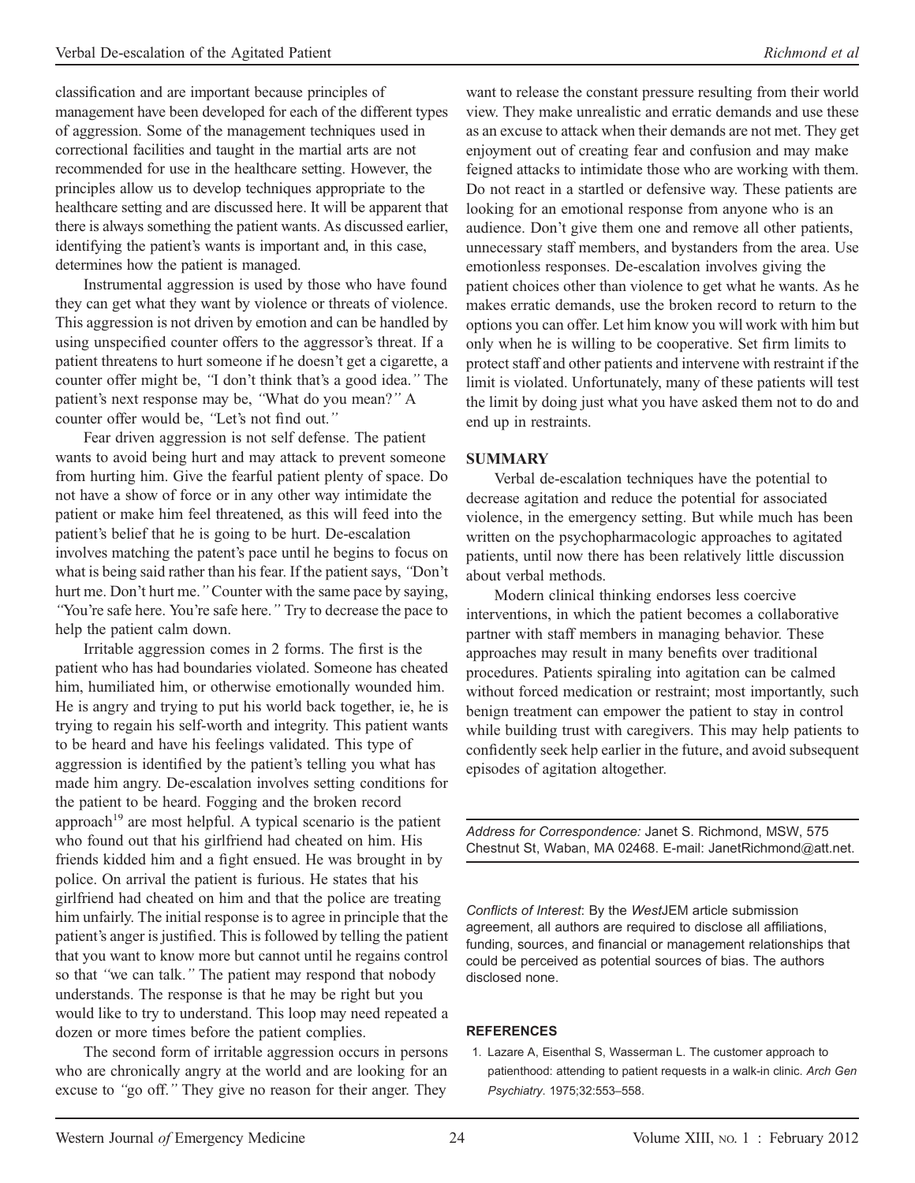classification and are important because principles of management have been developed for each of the different types of aggression. Some of the management techniques used in correctional facilities and taught in the martial arts are not recommended for use in the healthcare setting. However, the principles allow us to develop techniques appropriate to the healthcare setting and are discussed here. It will be apparent that there is always something the patient wants. As discussed earlier, identifying the patient's wants is important and, in this case, determines how the patient is managed.

Instrumental aggression is used by those who have found they can get what they want by violence or threats of violence. This aggression is not driven by emotion and can be handled by using unspecified counter offers to the aggressor's threat. If a patient threatens to hurt someone if he doesn't get a cigarette, a counter offer might be, *"*I don't think that's a good idea.*"* The patient's next response may be, *"*What do you mean?*"* A counter offer would be, *"*Let's not find out.*"*

Fear driven aggression is not self defense. The patient wants to avoid being hurt and may attack to prevent someone from hurting him. Give the fearful patient plenty of space. Do not have a show of force or in any other way intimidate the patient or make him feel threatened, as this will feed into the patient's belief that he is going to be hurt. De-escalation involves matching the patent's pace until he begins to focus on what is being said rather than his fear. If the patient says, *"*Don't hurt me. Don't hurt me.*"* Counter with the same pace by saying, *"*You're safe here. You're safe here.*"* Try to decrease the pace to help the patient calm down.

Irritable aggression comes in 2 forms. The first is the patient who has had boundaries violated. Someone has cheated him, humiliated him, or otherwise emotionally wounded him. He is angry and trying to put his world back together, ie, he is trying to regain his self-worth and integrity. This patient wants to be heard and have his feelings validated. This type of aggression is identified by the patient's telling you what has made him angry. De-escalation involves setting conditions for the patient to be heard. Fogging and the broken record approach[19] are most helpful. A typical scenario is the patient who found out that his girlfriend had cheated on him. His friends kidded him and a fight ensued. He was brought in by police. On arrival the patient is furious. He states that his girlfriend had cheated on him and that the police are treating him unfairly. The initial response is to agree in principle that the patient's anger is justified. This is followed by telling the patient that you want to know more but cannot until he regains control so that *"*we can talk.*"* The patient may respond that nobody understands. The response is that he may be right but you would like to try to understand. This loop may need repeated a dozen or more times before the patient complies.

The second form of irritable aggression occurs in persons who are chronically angry at the world and are looking for an excuse to *"*go off.*"* They give no reason for their anger. They want to release the constant pressure resulting from their world view. They make unrealistic and erratic demands and use these as an excuse to attack when their demands are not met. They get enjoyment out of creating fear and confusion and may make feigned attacks to intimidate those who are working with them. Do not react in a startled or defensive way. These patients are looking for an emotional response from anyone who is an audience. Don't give them one and remove all other patients, unnecessary staff members, and bystanders from the area. Use emotionless responses. De-escalation involves giving the patient choices other than violence to get what he wants. As he makes erratic demands, use the broken record to return to the options you can offer. Let him know you will work with him but only when he is willing to be cooperative. Set firm limits to protect staff and other patients and intervene with restraint if the limit is violated. Unfortunately, many of these patients will test the limit by doing just what you have asked them not to do and end up in restraints.

## SUMMARY

Verbal de-escalation techniques have the potential to decrease agitation and reduce the potential for associated violence, in the emergency setting. But while much has been written on the psychopharmacologic approaches to agitated patients, until now there has been relatively little discussion about verbal methods.

Modern clinical thinking endorses less coercive interventions, in which the patient becomes a collaborative partner with staff members in managing behavior. These approaches may result in many benefits over traditional procedures. Patients spiraling into agitation can be calmed without forced medication or restraint; most importantly, such benign treatment can empower the patient to stay in control while building trust with caregivers. This may help patients to confidently seek help earlier in the future, and avoid subsequent episodes of agitation altogether.

*Address for Correspondence:* Janet S. Richmond, MSW, 575 Chestnut St, Waban, MA 02468. E-mail: JanetRichmond@att.net.

*Conflicts of Interest*: By the *West*JEM article submission agreement, all authors are required to disclose all affiliations, funding, sources, and financial or management relationships that could be perceived as potential sources of bias. The authors disclosed none.

## REFERENCES

1. Lazare A, Eisenthal S, Wasserman L. The customer approach to patienthood: attending to patient requests in a walk-in clinic. *Arch Gen Psychiatry*. 1975;32:553–558.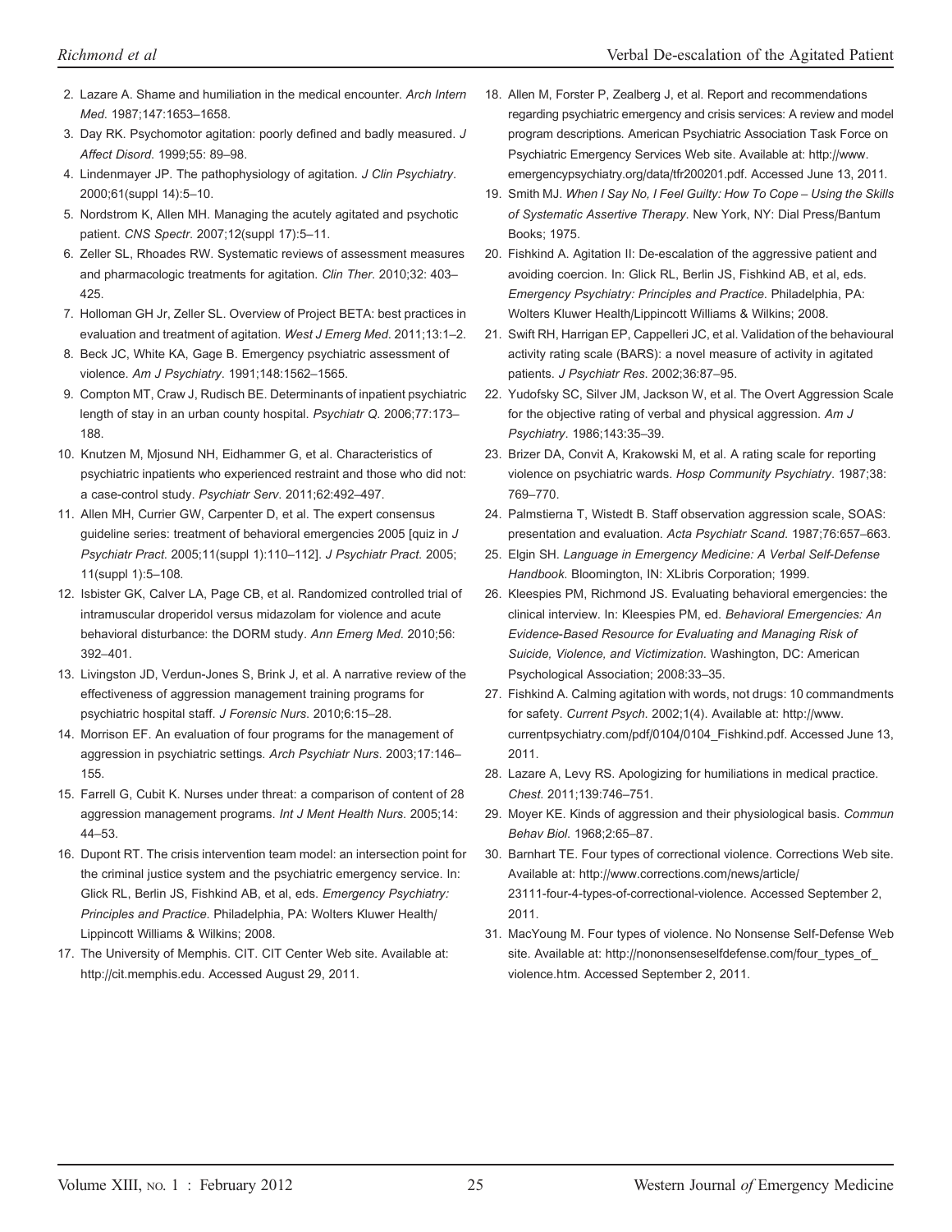2. Lazare A. Shame and humiliation in the medical encounter. *Arch Intern Med*. 1987;147:1653–1658.
3. Day RK. Psychomotor agitation: poorly defined and badly measured. *J Affect Disord*. 1999;55: 89–98.
4. Lindenmayer JP. The pathophysiology of agitation. *J Clin Psychiatry*. 2000;61(suppl 14):5–10.
5. Nordstrom K, Allen MH. Managing the acutely agitated and psychotic patient. *CNS Spectr*. 2007;12(suppl 17):5–11.
6. Zeller SL, Rhoades RW. Systematic reviews of assessment measures and pharmacologic treatments for agitation. *Clin Ther*. 2010;32: 403–425.
7. Holloman GH Jr, Zeller SL. Overview of Project BETA: best practices in evaluation and treatment of agitation. *West J Emerg Med*. 2011;13:1–2.
8. Beck JC, White KA, Gage B. Emergency psychiatric assessment of violence. *Am J Psychiatry*. 1991;148:1562–1565.
9. Compton MT, Craw J, Rudisch BE. Determinants of inpatient psychiatric length of stay in an urban county hospital. *Psychiatr Q*. 2006;77:173–188.
10. Knutzen M, Mjosund NH, Eidhammer G, et al. Characteristics of psychiatric inpatients who experienced restraint and those who did not: a case-control study. *Psychiatr Serv*. 2011;62:492–497.
11. Allen MH, Currier GW, Carpenter D, et al. The expert consensus guideline series: treatment of behavioral emergencies 2005 [quiz in *J Psychiatr Pract*. 2005;11(suppl 1):110–112]. *J Psychiatr Pract*. 2005; 11(suppl 1):5–108.
12. Isbister GK, Calver LA, Page CB, et al. Randomized controlled trial of intramuscular droperidol versus midazolam for violence and acute behavioral disturbance: the DORM study. *Ann Emerg Med*. 2010;56: 392–401.
13. Livingston JD, Verdun-Jones S, Brink J, et al. A narrative review of the effectiveness of aggression management training programs for psychiatric hospital staff. *J Forensic Nurs*. 2010;6:15–28.
14. Morrison EF. An evaluation of four programs for the management of aggression in psychiatric settings. *Arch Psychiatr Nurs*. 2003;17:146–155.
15. Farrell G, Cubit K. Nurses under threat: a comparison of content of 28 aggression management programs. *Int J Ment Health Nurs*. 2005;14: 44–53.
16. Dupont RT. The crisis intervention team model: an intersection point for the criminal justice system and the psychiatric emergency service. In: Glick RL, Berlin JS, Fishkind AB, et al, eds. *Emergency Psychiatry: Principles and Practice*. Philadelphia, PA: Wolters Kluwer Health/ Lippincott Williams & Wilkins; 2008.
17. The University of Memphis. CIT. CIT Center Web site. Available at: http://cit.memphis.edu. Accessed August 29, 2011.
18. Allen M, Forster P, Zealberg J, et al. Report and recommendations regarding psychiatric emergency and crisis services: A review and model program descriptions. American Psychiatric Association Task Force on Psychiatric Emergency Services Web site. Available at: http://www.emergencypsychiatry.org/data/tfr200201.pdf. Accessed June 13, 2011.
19. Smith MJ. *When I Say No, I Feel Guilty: How To Cope – Using the Skills of Systematic Assertive Therapy*. New York, NY: Dial Press/Bantum Books; 1975.
20. Fishkind A. Agitation II: De-escalation of the aggressive patient and avoiding coercion. In: Glick RL, Berlin JS, Fishkind AB, et al, eds. *Emergency Psychiatry: Principles and Practice*. Philadelphia, PA: Wolters Kluwer Health/Lippincott Williams & Wilkins; 2008.
21. Swift RH, Harrigan EP, Cappelleri JC, et al. Validation of the behavioural activity rating scale (BARS): a novel measure of activity in agitated patients. *J Psychiatr Res*. 2002;36:87–95.
22. Yudofsky SC, Silver JM, Jackson W, et al. The Overt Aggression Scale for the objective rating of verbal and physical aggression. *Am J Psychiatry*. 1986;143:35–39.
23. Brizer DA, Convit A, Krakowski M, et al. A rating scale for reporting violence on psychiatric wards. *Hosp Community Psychiatry*. 1987;38: 769–770.
24. Palmstierna T, Wistedt B. Staff observation aggression scale, SOAS: presentation and evaluation. *Acta Psychiatr Scand*. 1987;76:657–663.
25. Elgin SH. *Language in Emergency Medicine: A Verbal Self-Defense Handbook*. Bloomington, IN: XLibris Corporation; 1999.
26. Kleespies PM, Richmond JS. Evaluating behavioral emergencies: the clinical interview. In: Kleespies PM, ed. *Behavioral Emergencies: An Evidence-Based Resource for Evaluating and Managing Risk of Suicide, Violence, and Victimization*. Washington, DC: American Psychological Association; 2008:33–35.
27. Fishkind A. Calming agitation with words, not drugs: 10 commandments for safety. *Current Psych*. 2002;1(4). Available at: http://www.currentpsychiatry.com/pdf/0104/0104_Fishkind.pdf. Accessed June 13, 2011.
28. Lazare A, Levy RS. Apologizing for humiliations in medical practice. *Chest*. 2011;139:746–751.
29. Moyer KE. Kinds of aggression and their physiological basis. *Commun Behav Biol*. 1968;2:65–87.
30. Barnhart TE. Four types of correctional violence. Corrections Web site. Available at: http://www.corrections.com/news/article/23111-four-4-types-of-correctional-violence. Accessed September 2, 2011.
31. MacYoung M. Four types of violence. No Nonsense Self-Defense Web site. Available at: http://nononsenseselfdefense.com/four_types_of_violence.htm. Accessed September 2, 2011.